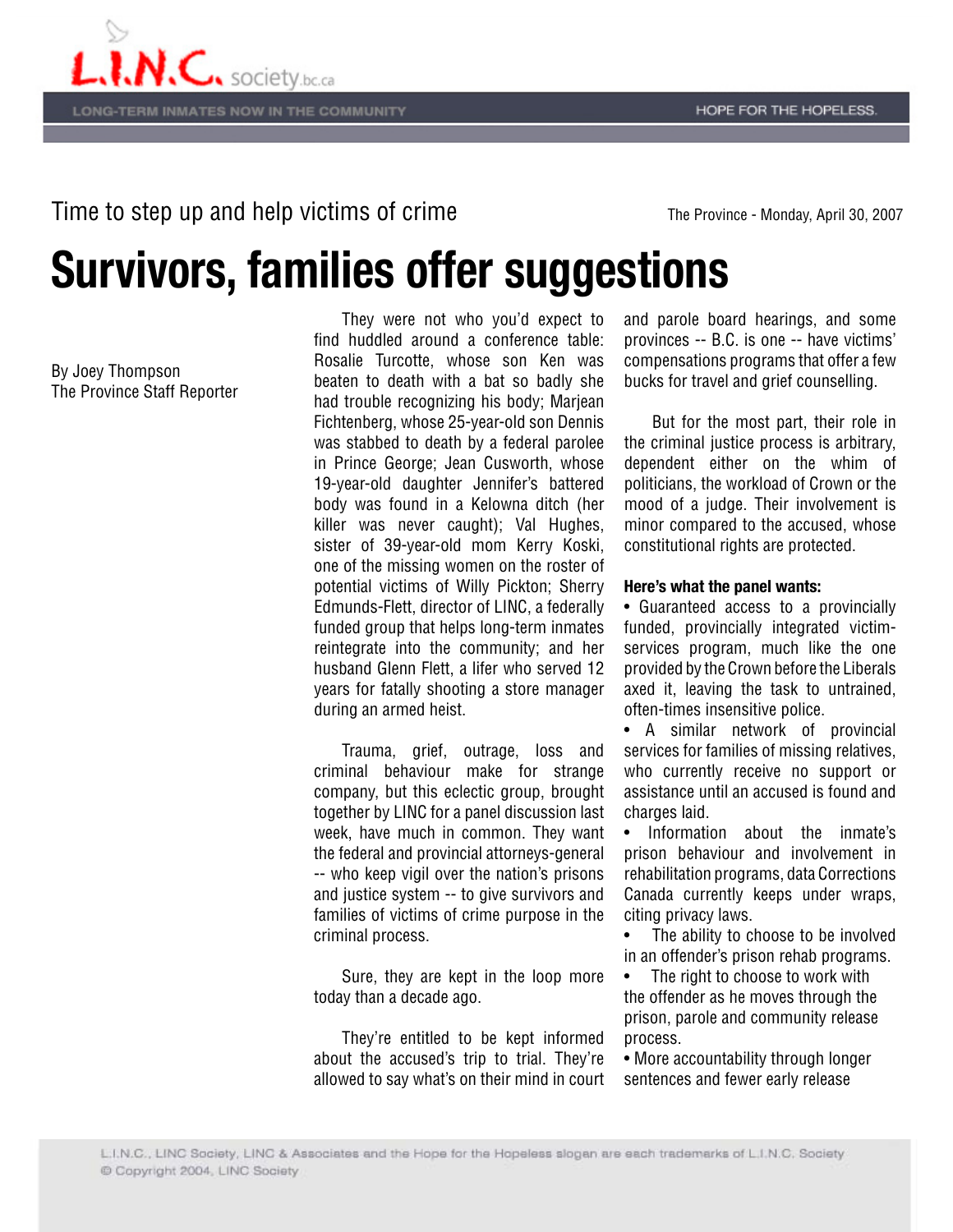Time to step up and help victims of crime

The Province - Monday, April 30, 2007

# Survivors, families offer suggestions

By Joey Thompson
The Province Staff Reporter

They were not who you'd expect to find huddled around a conference table: Rosalie Turcotte, whose son Ken was beaten to death with a bat so badly she had trouble recognizing his body; Marjean Fichtenberg, whose 25-year-old son Dennis was stabbed to death by a federal parolee in Prince George; Jean Cusworth, whose 19-year-old daughter Jennifer's battered body was found in a Kelowna ditch (her killer was never caught); Val Hughes, sister of 39-year-old mom Kerry Koski, one of the missing women on the roster of potential victims of Willy Pickton; Sherry Edmunds-Flett, director of LINC, a federally funded group that helps long-term inmates reintegrate into the community; and her husband Glenn Flett, a lifer who served 12 years for fatally shooting a store manager during an armed heist.

Trauma, grief, outrage, loss and criminal behaviour make for strange company, but this eclectic group, brought together by LINC for a panel discussion last week, have much in common. They want the federal and provincial attorneys-general -- who keep vigil over the nation's prisons and justice system -- to give survivors and families of victims of crime purpose in the criminal process.

Sure, they are kept in the loop more today than a decade ago.

They're entitled to be kept informed about the accused's trip to trial. They're allowed to say what's on their mind in court and parole board hearings, and some provinces -- B.C. is one -- have victims' compensations programs that offer a few bucks for travel and grief counselling.

But for the most part, their role in the criminal justice process is arbitrary, dependent either on the whim of politicians, the workload of Crown or the mood of a judge. Their involvement is minor compared to the accused, whose constitutional rights are protected.

**Here's what the panel wants:**

- Guaranteed access to a provincially funded, provincially integrated victim-services program, much like the one provided by the Crown before the Liberals axed it, leaving the task to untrained, often-times insensitive police.
- A similar network of provincial services for families of missing relatives, who currently receive no support or assistance until an accused is found and charges laid.
- Information about the inmate's prison behaviour and involvement in rehabilitation programs, data Corrections Canada currently keeps under wraps, citing privacy laws.
- The ability to choose to be involved in an offender's prison rehab programs.
- The right to choose to work with the offender as he moves through the prison, parole and community release process.
- More accountability through longer sentences and fewer early release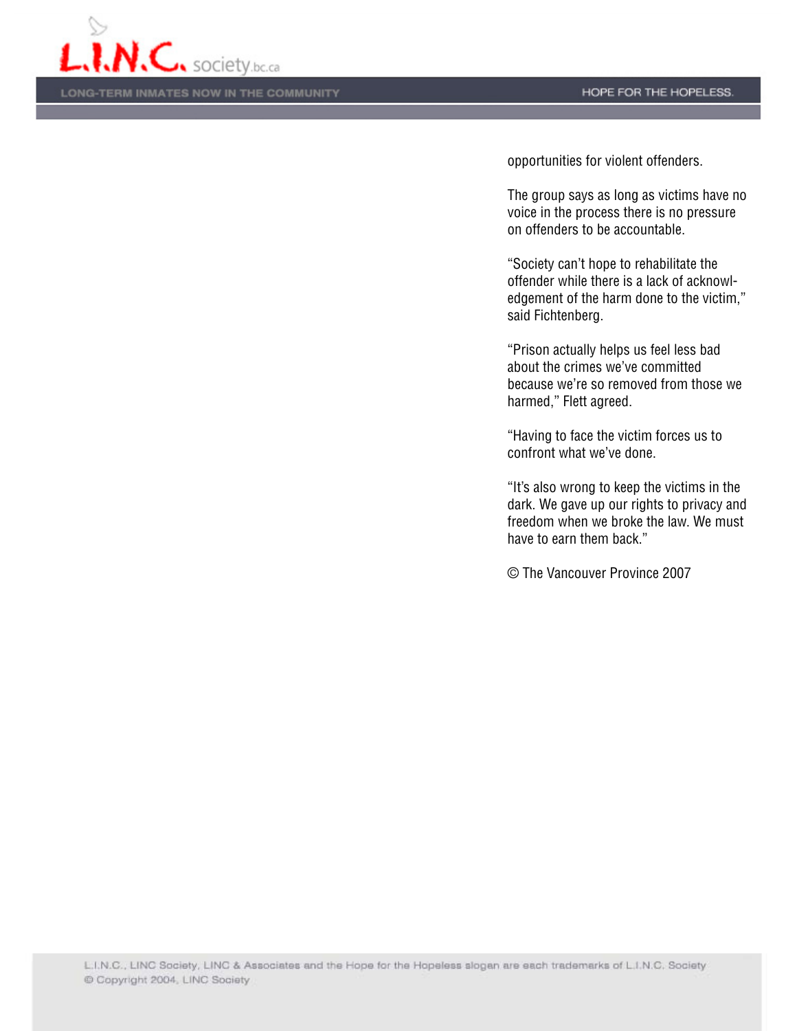opportunities for violent offenders.

The group says as long as victims have no voice in the process there is no pressure on offenders to be accountable.

"Society can't hope to rehabilitate the offender while there is a lack of acknowledgement of the harm done to the victim," said Fichtenberg.

"Prison actually helps us feel less bad about the crimes we've committed because we're so removed from those we harmed," Flett agreed.

"Having to face the victim forces us to confront what we've done.

"It's also wrong to keep the victims in the dark. We gave up our rights to privacy and freedom when we broke the law. We must have to earn them back."

© The Vancouver Province 2007